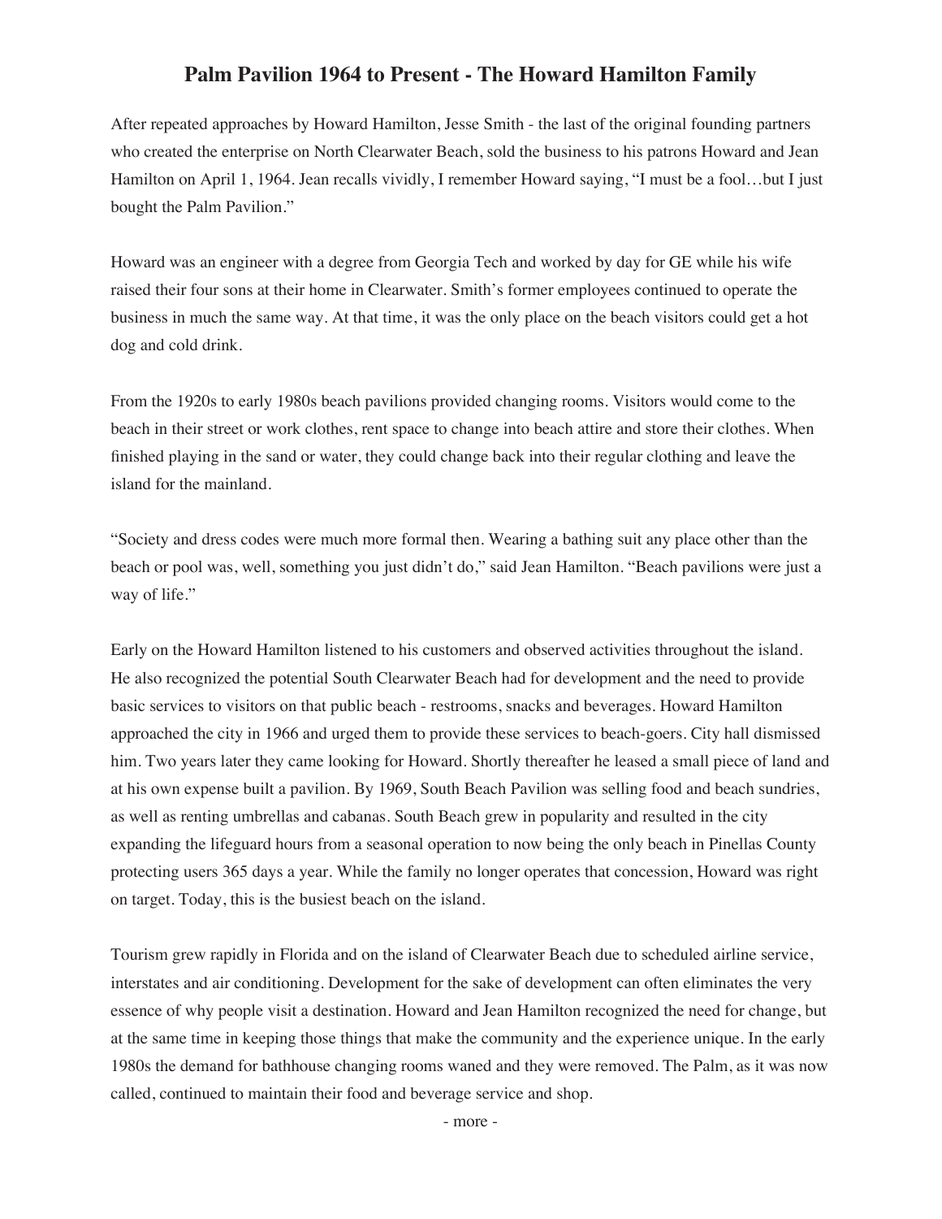# Palm Pavilion 1964 to Present - The Howard Hamilton Family

After repeated approaches by Howard Hamilton, Jesse Smith - the last of the original founding partners who created the enterprise on North Clearwater Beach, sold the business to his patrons Howard and Jean Hamilton on April 1, 1964. Jean recalls vividly, I remember Howard saying, "I must be a fool…but I just bought the Palm Pavilion."

Howard was an engineer with a degree from Georgia Tech and worked by day for GE while his wife raised their four sons at their home in Clearwater. Smith's former employees continued to operate the business in much the same way. At that time, it was the only place on the beach visitors could get a hot dog and cold drink.

From the 1920s to early 1980s beach pavilions provided changing rooms. Visitors would come to the beach in their street or work clothes, rent space to change into beach attire and store their clothes. When finished playing in the sand or water, they could change back into their regular clothing and leave the island for the mainland.

"Society and dress codes were much more formal then. Wearing a bathing suit any place other than the beach or pool was, well, something you just didn't do," said Jean Hamilton. "Beach pavilions were just a way of life."

Early on the Howard Hamilton listened to his customers and observed activities throughout the island. He also recognized the potential South Clearwater Beach had for development and the need to provide basic services to visitors on that public beach - restrooms, snacks and beverages. Howard Hamilton approached the city in 1966 and urged them to provide these services to beach-goers. City hall dismissed him. Two years later they came looking for Howard. Shortly thereafter he leased a small piece of land and at his own expense built a pavilion. By 1969, South Beach Pavilion was selling food and beach sundries, as well as renting umbrellas and cabanas. South Beach grew in popularity and resulted in the city expanding the lifeguard hours from a seasonal operation to now being the only beach in Pinellas County protecting users 365 days a year. While the family no longer operates that concession, Howard was right on target. Today, this is the busiest beach on the island.

Tourism grew rapidly in Florida and on the island of Clearwater Beach due to scheduled airline service, interstates and air conditioning. Development for the sake of development can often eliminates the very essence of why people visit a destination. Howard and Jean Hamilton recognized the need for change, but at the same time in keeping those things that make the community and the experience unique. In the early 1980s the demand for bathhouse changing rooms waned and they were removed. The Palm, as it was now called, continued to maintain their food and beverage service and shop.

- more -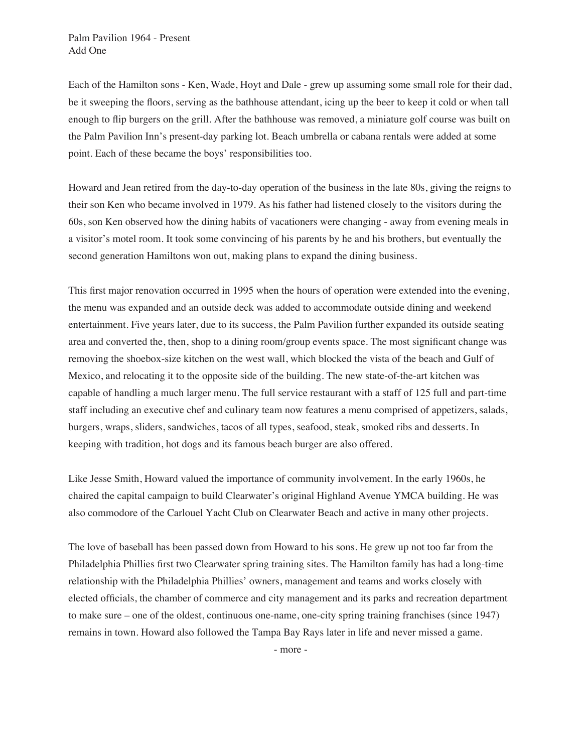Each of the Hamilton sons - Ken, Wade, Hoyt and Dale - grew up assuming some small role for their dad, be it sweeping the floors, serving as the bathhouse attendant, icing up the beer to keep it cold or when tall enough to flip burgers on the grill. After the bathhouse was removed, a miniature golf course was built on the Palm Pavilion Inn's present-day parking lot. Beach umbrella or cabana rentals were added at some point. Each of these became the boys' responsibilities too.

Howard and Jean retired from the day-to-day operation of the business in the late 80s, giving the reigns to their son Ken who became involved in 1979. As his father had listened closely to the visitors during the 60s, son Ken observed how the dining habits of vacationers were changing - away from evening meals in a visitor's motel room. It took some convincing of his parents by he and his brothers, but eventually the second generation Hamiltons won out, making plans to expand the dining business.

This first major renovation occurred in 1995 when the hours of operation were extended into the evening, the menu was expanded and an outside deck was added to accommodate outside dining and weekend entertainment. Five years later, due to its success, the Palm Pavilion further expanded its outside seating area and converted the, then, shop to a dining room/group events space. The most significant change was removing the shoebox-size kitchen on the west wall, which blocked the vista of the beach and Gulf of Mexico, and relocating it to the opposite side of the building. The new state-of-the-art kitchen was capable of handling a much larger menu. The full service restaurant with a staff of 125 full and part-time staff including an executive chef and culinary team now features a menu comprised of appetizers, salads, burgers, wraps, sliders, sandwiches, tacos of all types, seafood, steak, smoked ribs and desserts. In keeping with tradition, hot dogs and its famous beach burger are also offered.

Like Jesse Smith, Howard valued the importance of community involvement. In the early 1960s, he chaired the capital campaign to build Clearwater's original Highland Avenue YMCA building. He was also commodore of the Carlouel Yacht Club on Clearwater Beach and active in many other projects.

The love of baseball has been passed down from Howard to his sons. He grew up not too far from the Philadelphia Phillies first two Clearwater spring training sites. The Hamilton family has had a long-time relationship with the Philadelphia Phillies' owners, management and teams and works closely with elected officials, the chamber of commerce and city management and its parks and recreation department to make sure – one of the oldest, continuous one-name, one-city spring training franchises (since 1947) remains in town. Howard also followed the Tampa Bay Rays later in life and never missed a game.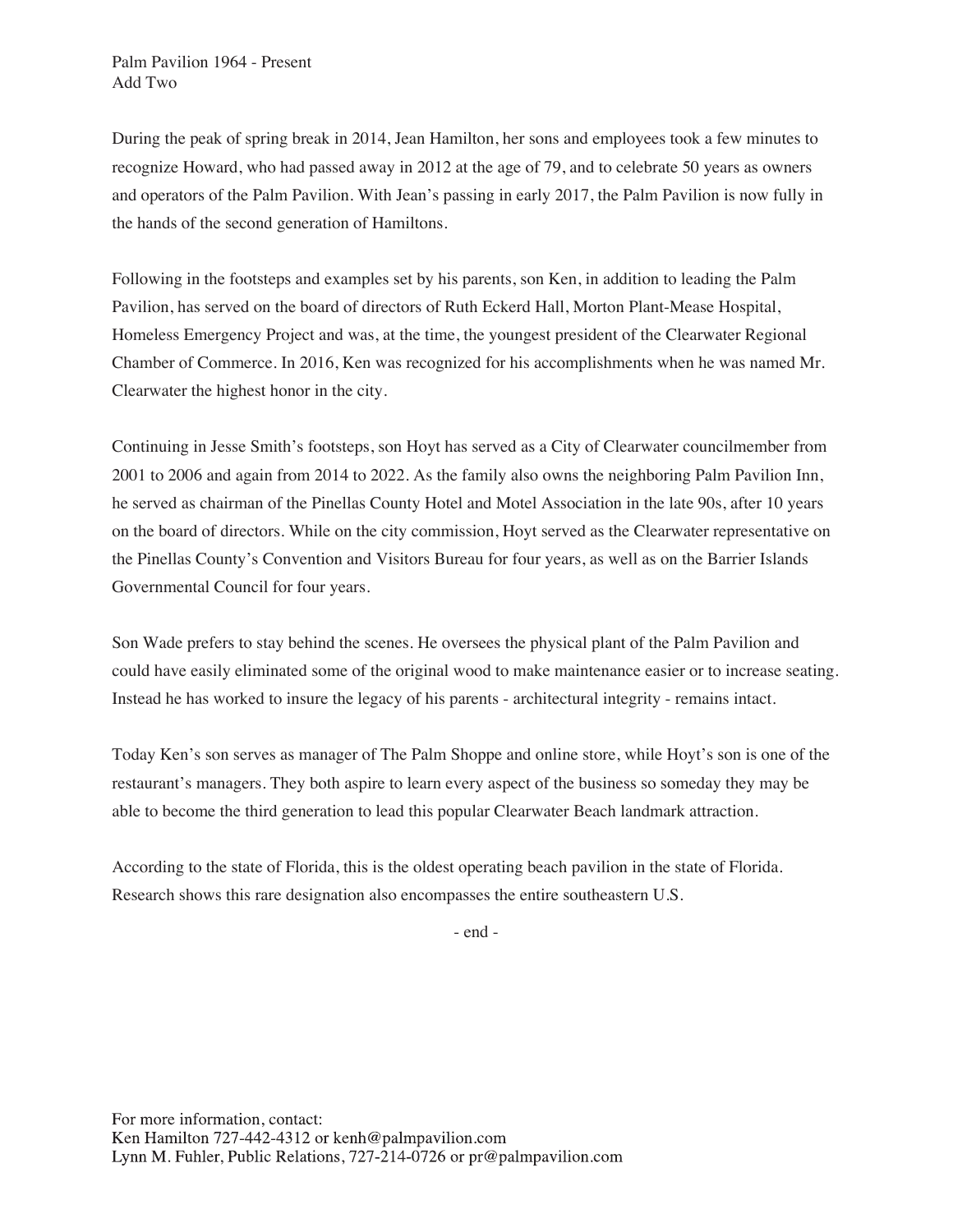Palm Pavilion 1964 - Present
Add Two

During the peak of spring break in 2014, Jean Hamilton, her sons and employees took a few minutes to recognize Howard, who had passed away in 2012 at the age of 79, and to celebrate 50 years as owners and operators of the Palm Pavilion. With Jean's passing in early 2017, the Palm Pavilion is now fully in the hands of the second generation of Hamiltons.

Following in the footsteps and examples set by his parents, son Ken, in addition to leading the Palm Pavilion, has served on the board of directors of Ruth Eckerd Hall, Morton Plant-Mease Hospital, Homeless Emergency Project and was, at the time, the youngest president of the Clearwater Regional Chamber of Commerce. In 2016, Ken was recognized for his accomplishments when he was named Mr. Clearwater the highest honor in the city.

Continuing in Jesse Smith's footsteps, son Hoyt has served as a City of Clearwater councilmember from 2001 to 2006 and again from 2014 to 2022. As the family also owns the neighboring Palm Pavilion Inn, he served as chairman of the Pinellas County Hotel and Motel Association in the late 90s, after 10 years on the board of directors. While on the city commission, Hoyt served as the Clearwater representative on the Pinellas County's Convention and Visitors Bureau for four years, as well as on the Barrier Islands Governmental Council for four years.

Son Wade prefers to stay behind the scenes. He oversees the physical plant of the Palm Pavilion and could have easily eliminated some of the original wood to make maintenance easier or to increase seating. Instead he has worked to insure the legacy of his parents - architectural integrity - remains intact.

Today Ken's son serves as manager of The Palm Shoppe and online store, while Hoyt's son is one of the restaurant's managers. They both aspire to learn every aspect of the business so someday they may be able to become the third generation to lead this popular Clearwater Beach landmark attraction.

According to the state of Florida, this is the oldest operating beach pavilion in the state of Florida. Research shows this rare designation also encompasses the entire southeastern U.S.

- end -

For more information, contact:
Ken Hamilton 727-442-4312 or kenh@palmpavilion.com
Lynn M. Fuhler, Public Relations, 727-214-0726 or pr@palmpavilion.com